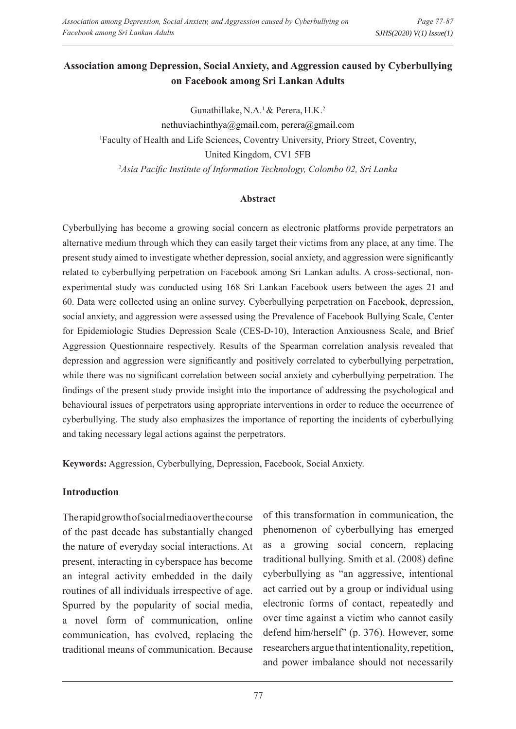# Association among Depression, Social Anxiety, and Aggression caused by Cyberbullying on Facebook among Sri Lankan Adults

Gunathillake, N.A.[1] & Perera, H.K.[2]

nethuviachinthya@gmail.com, perera@gmail.com

[1]Faculty of Health and Life Sciences, Coventry University, Priory Street, Coventry, United Kingdom, CV1 5FB

[2]*Asia Pacific Institute of Information Technology, Colombo 02, Sri Lanka*

### Abstract

Cyberbullying has become a growing social concern as electronic platforms provide perpetrators an alternative medium through which they can easily target their victims from any place, at any time. The present study aimed to investigate whether depression, social anxiety, and aggression were significantly related to cyberbullying perpetration on Facebook among Sri Lankan adults. A cross-sectional, non-experimental study was conducted using 168 Sri Lankan Facebook users between the ages 21 and 60. Data were collected using an online survey. Cyberbullying perpetration on Facebook, depression, social anxiety, and aggression were assessed using the Prevalence of Facebook Bullying Scale, Center for Epidemiologic Studies Depression Scale (CES-D-10), Interaction Anxiousness Scale, and Brief Aggression Questionnaire respectively. Results of the Spearman correlation analysis revealed that depression and aggression were significantly and positively correlated to cyberbullying perpetration, while there was no significant correlation between social anxiety and cyberbullying perpetration. The findings of the present study provide insight into the importance of addressing the psychological and behavioural issues of perpetrators using appropriate interventions in order to reduce the occurrence of cyberbullying. The study also emphasizes the importance of reporting the incidents of cyberbullying and taking necessary legal actions against the perpetrators.

**Keywords:** Aggression, Cyberbullying, Depression, Facebook, Social Anxiety.

## Introduction

The rapid growth of social media over the course of the past decade has substantially changed the nature of everyday social interactions. At present, interacting in cyberspace has become an integral activity embedded in the daily routines of all individuals irrespective of age. Spurred by the popularity of social media, a novel form of communication, online communication, has evolved, replacing the traditional means of communication. Because of this transformation in communication, the phenomenon of cyberbullying has emerged as a growing social concern, replacing traditional bullying. Smith et al. (2008) define cyberbullying as "an aggressive, intentional act carried out by a group or individual using electronic forms of contact, repeatedly and over time against a victim who cannot easily defend him/herself" (p. 376). However, some researchers argue that intentionality, repetition, and power imbalance should not necessarily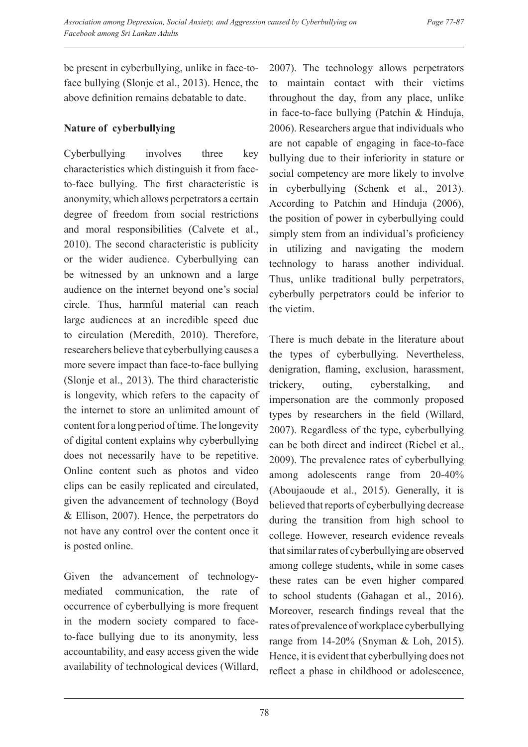be present in cyberbullying, unlike in face-to-face bullying (Slonje et al., 2013). Hence, the above definition remains debatable to date.

**Nature of cyberbullying**

Cyberbullying involves three key characteristics which distinguish it from face-to-face bullying. The first characteristic is anonymity, which allows perpetrators a certain degree of freedom from social restrictions and moral responsibilities (Calvete et al., 2010). The second characteristic is publicity or the wider audience. Cyberbullying can be witnessed by an unknown and a large audience on the internet beyond one's social circle. Thus, harmful material can reach large audiences at an incredible speed due to circulation (Meredith, 2010). Therefore, researchers believe that cyberbullying causes a more severe impact than face-to-face bullying (Slonje et al., 2013). The third characteristic is longevity, which refers to the capacity of the internet to store an unlimited amount of content for a long period of time. The longevity of digital content explains why cyberbullying does not necessarily have to be repetitive. Online content such as photos and video clips can be easily replicated and circulated, given the advancement of technology (Boyd & Ellison, 2007). Hence, the perpetrators do not have any control over the content once it is posted online.

Given the advancement of technology-mediated communication, the rate of occurrence of cyberbullying is more frequent in the modern society compared to face-to-face bullying due to its anonymity, less accountability, and easy access given the wide availability of technological devices (Willard, 2007). The technology allows perpetrators to maintain contact with their victims throughout the day, from any place, unlike in face-to-face bullying (Patchin & Hinduja, 2006). Researchers argue that individuals who are not capable of engaging in face-to-face bullying due to their inferiority in stature or social competency are more likely to involve in cyberbullying (Schenk et al., 2013). According to Patchin and Hinduja (2006), the position of power in cyberbullying could simply stem from an individual's proficiency in utilizing and navigating the modern technology to harass another individual. Thus, unlike traditional bully perpetrators, cyberbully perpetrators could be inferior to the victim.

There is much debate in the literature about the types of cyberbullying. Nevertheless, denigration, flaming, exclusion, harassment, trickery, outing, cyberstalking, and impersonation are the commonly proposed types by researchers in the field (Willard, 2007). Regardless of the type, cyberbullying can be both direct and indirect (Riebel et al., 2009). The prevalence rates of cyberbullying among adolescents range from 20-40% (Aboujaoude et al., 2015). Generally, it is believed that reports of cyberbullying decrease during the transition from high school to college. However, research evidence reveals that similar rates of cyberbullying are observed among college students, while in some cases these rates can be even higher compared to school students (Gahagan et al., 2016). Moreover, research findings reveal that the rates of prevalence of workplace cyberbullying range from 14-20% (Snyman & Loh, 2015). Hence, it is evident that cyberbullying does not reflect a phase in childhood or adolescence,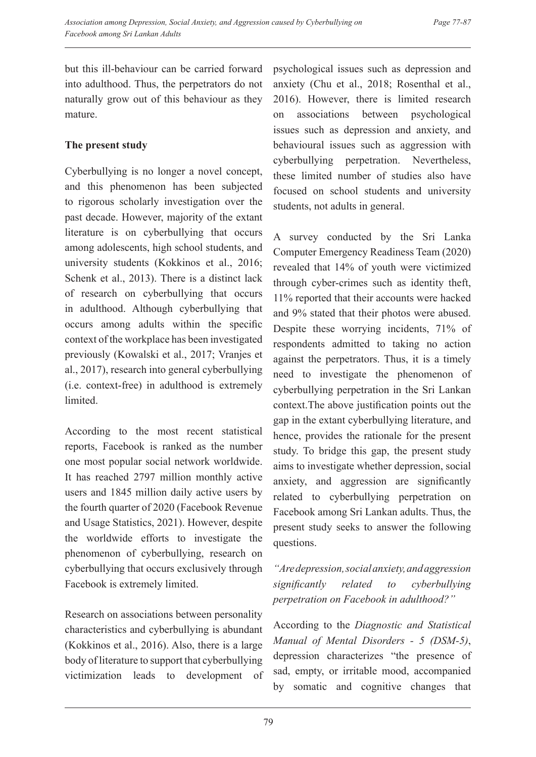but this ill-behaviour can be carried forward into adulthood. Thus, the perpetrators do not naturally grow out of this behaviour as they mature.

**The present study**

Cyberbullying is no longer a novel concept, and this phenomenon has been subjected to rigorous scholarly investigation over the past decade. However, majority of the extant literature is on cyberbullying that occurs among adolescents, high school students, and university students (Kokkinos et al., 2016; Schenk et al., 2013). There is a distinct lack of research on cyberbullying that occurs in adulthood. Although cyberbullying that occurs among adults within the specific context of the workplace has been investigated previously (Kowalski et al., 2017; Vranjes et al., 2017), research into general cyberbullying (i.e. context-free) in adulthood is extremely limited.

According to the most recent statistical reports, Facebook is ranked as the number one most popular social network worldwide. It has reached 2797 million monthly active users and 1845 million daily active users by the fourth quarter of 2020 (Facebook Revenue and Usage Statistics, 2021). However, despite the worldwide efforts to investigate the phenomenon of cyberbullying, research on cyberbullying that occurs exclusively through Facebook is extremely limited.

Research on associations between personality characteristics and cyberbullying is abundant (Kokkinos et al., 2016). Also, there is a large body of literature to support that cyberbullying victimization leads to development of psychological issues such as depression and anxiety (Chu et al., 2018; Rosenthal et al., 2016). However, there is limited research on associations between psychological issues such as depression and anxiety, and behavioural issues such as aggression with cyberbullying perpetration. Nevertheless, these limited number of studies also have focused on school students and university students, not adults in general.

A survey conducted by the Sri Lanka Computer Emergency Readiness Team (2020) revealed that 14% of youth were victimized through cyber-crimes such as identity theft, 11% reported that their accounts were hacked and 9% stated that their photos were abused. Despite these worrying incidents, 71% of respondents admitted to taking no action against the perpetrators. Thus, it is a timely need to investigate the phenomenon of cyberbullying perpetration in the Sri Lankan context.The above justification points out the gap in the extant cyberbullying literature, and hence, provides the rationale for the present study. To bridge this gap, the present study aims to investigate whether depression, social anxiety, and aggression are significantly related to cyberbullying perpetration on Facebook among Sri Lankan adults. Thus, the present study seeks to answer the following questions.

*"Are depression, social anxiety, and aggression significantly related to cyberbullying perpetration on Facebook in adulthood?"*

According to the *Diagnostic and Statistical Manual of Mental Disorders - 5 (DSM-5)*, depression characterizes "the presence of sad, empty, or irritable mood, accompanied by somatic and cognitive changes that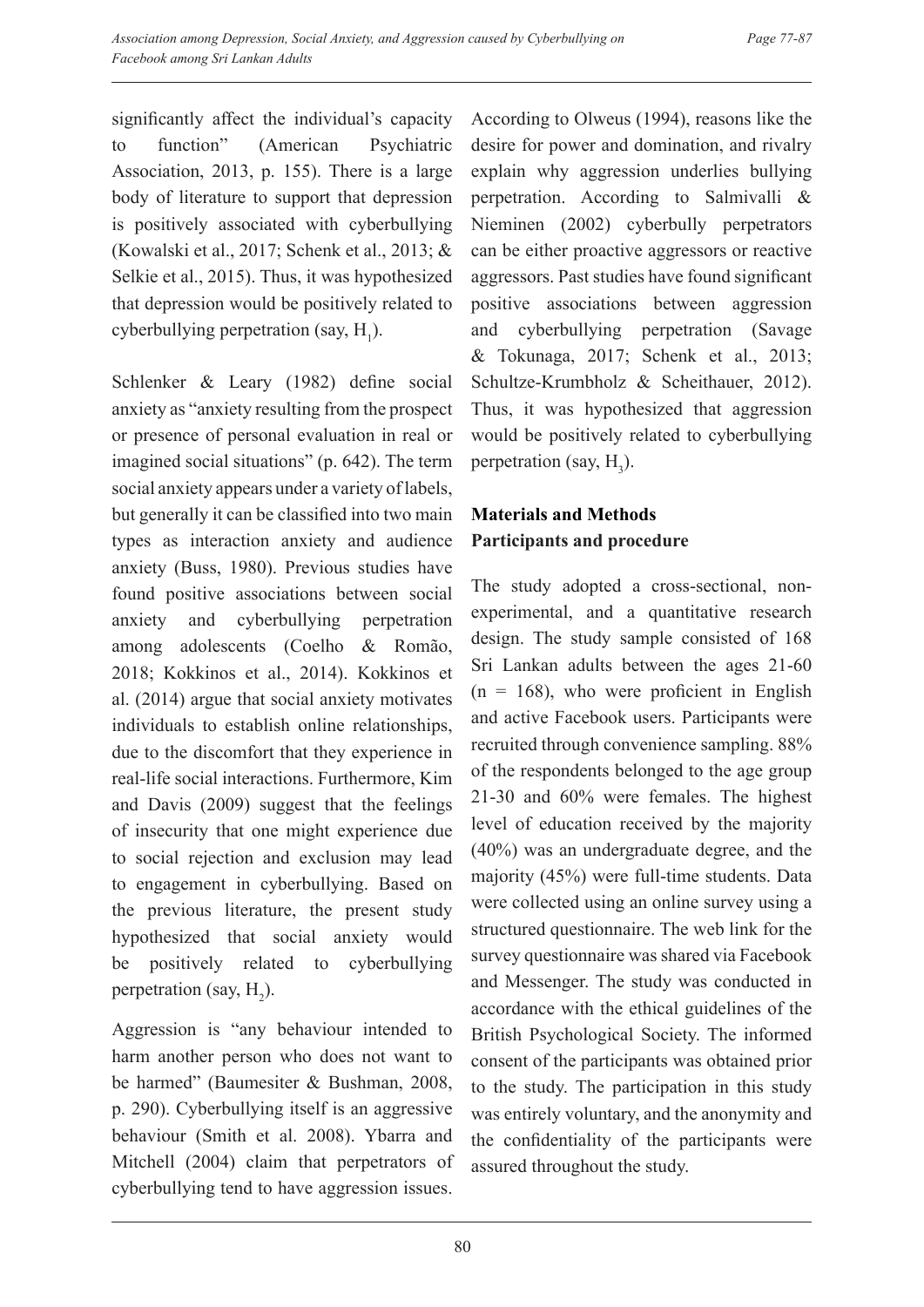significantly affect the individual's capacity to function" (American Psychiatric Association, 2013, p. 155). There is a large body of literature to support that depression is positively associated with cyberbullying (Kowalski et al., 2017; Schenk et al., 2013; & Selkie et al., 2015). Thus, it was hypothesized that depression would be positively related to cyberbullying perpetration (say, $H_1$).

Schlenker & Leary (1982) define social anxiety as "anxiety resulting from the prospect or presence of personal evaluation in real or imagined social situations" (p. 642). The term social anxiety appears under a variety of labels, but generally it can be classified into two main types as interaction anxiety and audience anxiety (Buss, 1980). Previous studies have found positive associations between social anxiety and cyberbullying perpetration among adolescents (Coelho & Romão, 2018; Kokkinos et al., 2014). Kokkinos et al. (2014) argue that social anxiety motivates individuals to establish online relationships, due to the discomfort that they experience in real-life social interactions. Furthermore, Kim and Davis (2009) suggest that the feelings of insecurity that one might experience due to social rejection and exclusion may lead to engagement in cyberbullying. Based on the previous literature, the present study hypothesized that social anxiety would be positively related to cyberbullying perpetration (say, $H_2$).

Aggression is "any behaviour intended to harm another person who does not want to be harmed" (Baumesiter & Bushman, 2008, p. 290). Cyberbullying itself is an aggressive behaviour (Smith et al. 2008). Ybarra and Mitchell (2004) claim that perpetrators of cyberbullying tend to have aggression issues. According to Olweus (1994), reasons like the desire for power and domination, and rivalry explain why aggression underlies bullying perpetration. According to Salmivalli & Nieminen (2002) cyberbully perpetrators can be either proactive aggressors or reactive aggressors. Past studies have found significant positive associations between aggression and cyberbullying perpetration (Savage & Tokunaga, 2017; Schenk et al., 2013; Schultze-Krumbholz & Scheithauer, 2012). Thus, it was hypothesized that aggression would be positively related to cyberbullying perpetration (say, $H_3$).

## Materials and Methods

### Participants and procedure

The study adopted a cross-sectional, non-experimental, and a quantitative research design. The study sample consisted of 168 Sri Lankan adults between the ages 21-60 (n = 168), who were proficient in English and active Facebook users. Participants were recruited through convenience sampling. 88% of the respondents belonged to the age group 21-30 and 60% were females. The highest level of education received by the majority (40%) was an undergraduate degree, and the majority (45%) were full-time students. Data were collected using an online survey using a structured questionnaire. The web link for the survey questionnaire was shared via Facebook and Messenger. The study was conducted in accordance with the ethical guidelines of the British Psychological Society. The informed consent of the participants was obtained prior to the study. The participation in this study was entirely voluntary, and the anonymity and the confidentiality of the participants were assured throughout the study.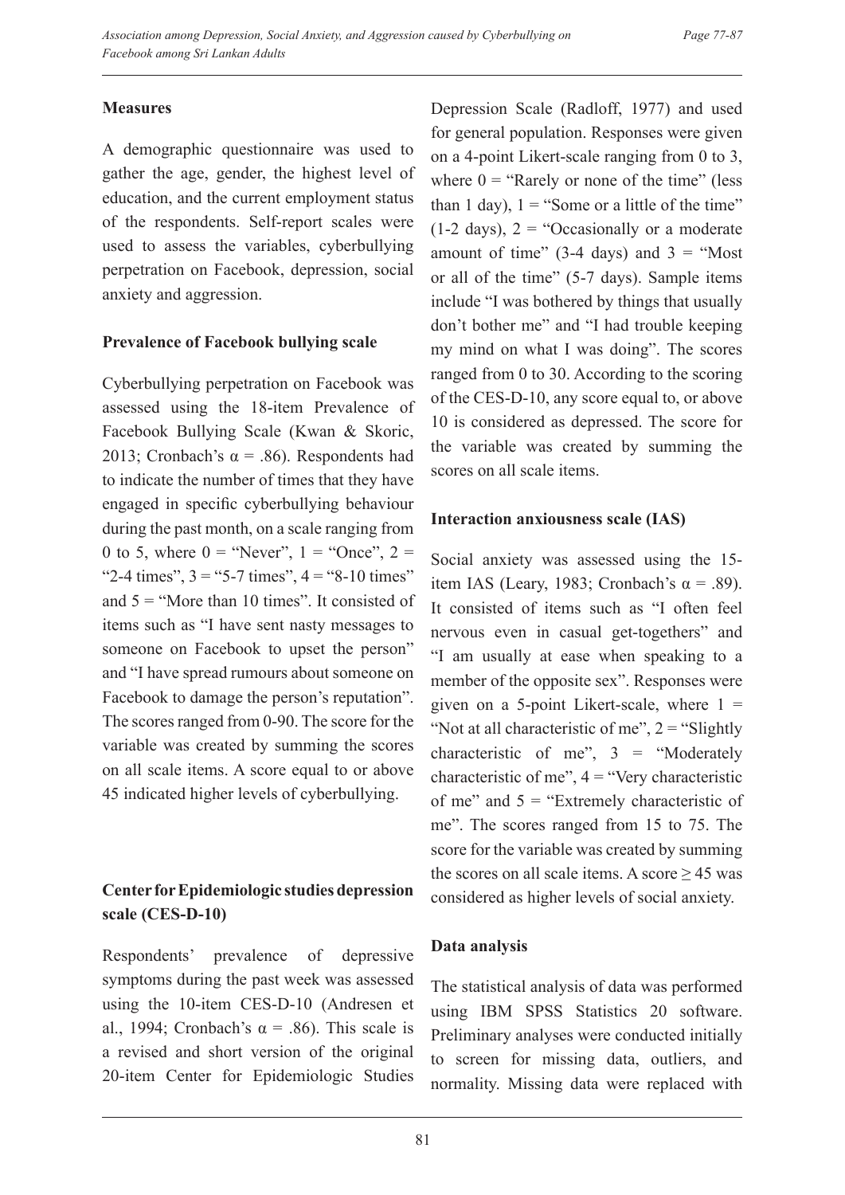### Measures

A demographic questionnaire was used to gather the age, gender, the highest level of education, and the current employment status of the respondents. Self-report scales were used to assess the variables, cyberbullying perpetration on Facebook, depression, social anxiety and aggression.

### Prevalence of Facebook bullying scale

Cyberbullying perpetration on Facebook was assessed using the 18-item Prevalence of Facebook Bullying Scale (Kwan & Skoric, 2013; Cronbach's $\alpha = .86$). Respondents had to indicate the number of times that they have engaged in specific cyberbullying behaviour during the past month, on a scale ranging from 0 to 5, where 0 = "Never", 1 = "Once", 2 = "2-4 times", 3 = "5-7 times", 4 = "8-10 times" and 5 = "More than 10 times". It consisted of items such as "I have sent nasty messages to someone on Facebook to upset the person" and "I have spread rumours about someone on Facebook to damage the person's reputation". The scores ranged from 0-90. The score for the variable was created by summing the scores on all scale items. A score equal to or above 45 indicated higher levels of cyberbullying.

### Center for Epidemiologic studies depression scale (CES-D-10)

Respondents' prevalence of depressive symptoms during the past week was assessed using the 10-item CES-D-10 (Andresen et al., 1994; Cronbach's $\alpha = .86$). This scale is a revised and short version of the original 20-item Center for Epidemiologic Studies Depression Scale (Radloff, 1977) and used for general population. Responses were given on a 4-point Likert-scale ranging from 0 to 3, where 0 = "Rarely or none of the time" (less than 1 day), 1 = "Some or a little of the time" (1-2 days), 2 = "Occasionally or a moderate amount of time" (3-4 days) and 3 = "Most or all of the time" (5-7 days). Sample items include "I was bothered by things that usually don't bother me" and "I had trouble keeping my mind on what I was doing". The scores ranged from 0 to 30. According to the scoring of the CES-D-10, any score equal to, or above 10 is considered as depressed. The score for the variable was created by summing the scores on all scale items.

### Interaction anxiousness scale (IAS)

Social anxiety was assessed using the 15-item IAS (Leary, 1983; Cronbach's $\alpha = .89$). It consisted of items such as "I often feel nervous even in casual get-togethers" and "I am usually at ease when speaking to a member of the opposite sex". Responses were given on a 5-point Likert-scale, where 1 = "Not at all characteristic of me", 2 = "Slightly characteristic of me", 3 = "Moderately characteristic of me", 4 = "Very characteristic of me" and 5 = "Extremely characteristic of me". The scores ranged from 15 to 75. The score for the variable was created by summing the scores on all scale items. A score $\geq 45$ was considered as higher levels of social anxiety.

### Data analysis

The statistical analysis of data was performed using IBM SPSS Statistics 20 software. Preliminary analyses were conducted initially to screen for missing data, outliers, and normality. Missing data were replaced with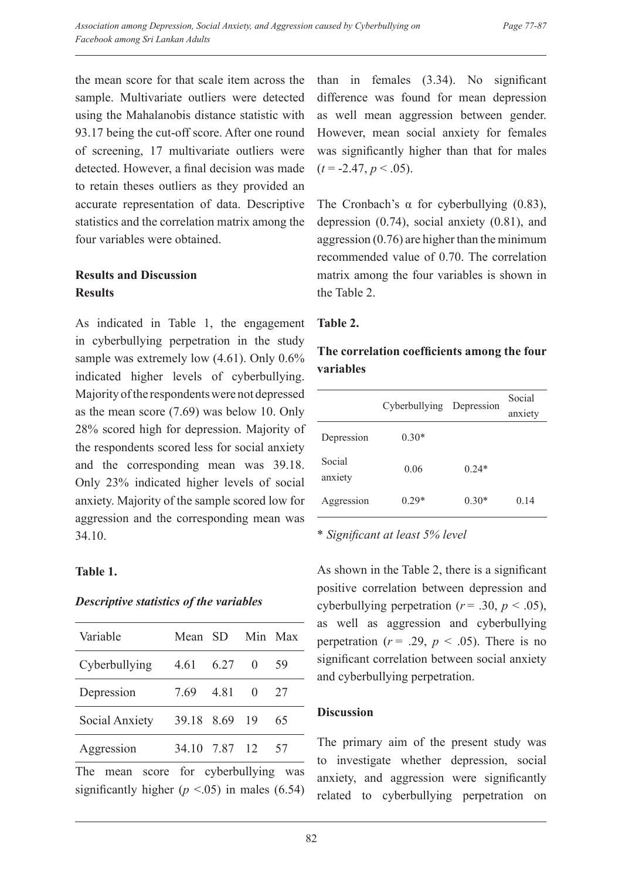the mean score for that scale item across the sample. Multivariate outliers were detected using the Mahalanobis distance statistic with 93.17 being the cut-off score. After one round of screening, 17 multivariate outliers were detected. However, a final decision was made to retain theses outliers as they provided an accurate representation of data. Descriptive statistics and the correlation matrix among the four variables were obtained.

## Results and Discussion

### Results

As indicated in Table 1, the engagement in cyberbullying perpetration in the study sample was extremely low (4.61). Only 0.6% indicated higher levels of cyberbullying. Majority of the respondents were not depressed as the mean score (7.69) was below 10. Only 28% scored high for depression. Majority of the respondents scored less for social anxiety and the corresponding mean was 39.18. Only 23% indicated higher levels of social anxiety. Majority of the sample scored low for aggression and the corresponding mean was 34.10.

**Table 1.**

***Descriptive statistics of the variables***

| Variable | Mean | SD | Min | Max |
|---|---|---|---|---|
| Cyberbullying | 4.61 | 6.27 | 0 | 59 |
| Depression | 7.69 | 4.81 | 0 | 27 |
| Social Anxiety | 39.18 | 8.69 | 19 | 65 |
| Aggression | 34.10 | 7.87 | 12 | 57 |

The mean score for cyberbullying was significantly higher ($p < .05$) in males (6.54) than in females (3.34). No significant difference was found for mean depression as well mean aggression between gender. However, mean social anxiety for females was significantly higher than that for males ($t = -2.47$, $p < .05$).

The Cronbach's α for cyberbullying (0.83), depression (0.74), social anxiety (0.81), and aggression (0.76) are higher than the minimum recommended value of 0.70. The correlation matrix among the four variables is shown in the Table 2.

**Table 2.**

**The correlation coefficients among the four variables**

| | Cyberbullying | Depression | Social anxiety |
|---|---|---|---|
| Depression | 0.30* | | |
| Social anxiety | 0.06 | 0.24* | |
| Aggression | 0.29* | 0.30* | 0.14 |

\* *Significant at least 5% level*

As shown in the Table 2, there is a significant positive correlation between depression and cyberbullying perpetration ($r = .30$, $p < .05$), as well as aggression and cyberbullying perpetration ($r = .29$, $p < .05$). There is no significant correlation between social anxiety and cyberbullying perpetration.

### Discussion

The primary aim of the present study was to investigate whether depression, social anxiety, and aggression were significantly related to cyberbullying perpetration on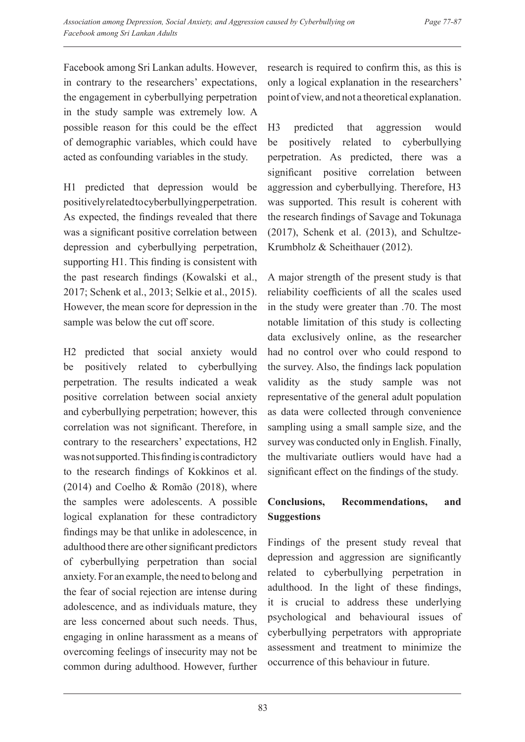Facebook among Sri Lankan adults. However, in contrary to the researchers' expectations, the engagement in cyberbullying perpetration in the study sample was extremely low. A possible reason for this could be the effect of demographic variables, which could have acted as confounding variables in the study.

H1 predicted that depression would be positively related to cyberbullying perpetration. As expected, the findings revealed that there was a significant positive correlation between depression and cyberbullying perpetration, supporting H1. This finding is consistent with the past research findings (Kowalski et al., 2017; Schenk et al., 2013; Selkie et al., 2015). However, the mean score for depression in the sample was below the cut off score.

H2 predicted that social anxiety would be positively related to cyberbullying perpetration. The results indicated a weak positive correlation between social anxiety and cyberbullying perpetration; however, this correlation was not significant. Therefore, in contrary to the researchers' expectations, H2 was not supported. This finding is contradictory to the research findings of Kokkinos et al. (2014) and Coelho & Romão (2018), where the samples were adolescents. A possible logical explanation for these contradictory findings may be that unlike in adolescence, in adulthood there are other significant predictors of cyberbullying perpetration than social anxiety. For an example, the need to belong and the fear of social rejection are intense during adolescence, and as individuals mature, they are less concerned about such needs. Thus, engaging in online harassment as a means of overcoming feelings of insecurity may not be common during adulthood. However, further research is required to confirm this, as this is only a logical explanation in the researchers' point of view, and not a theoretical explanation.

H3 predicted that aggression would be positively related to cyberbullying perpetration. As predicted, there was a significant positive correlation between aggression and cyberbullying. Therefore, H3 was supported. This result is coherent with the research findings of Savage and Tokunaga (2017), Schenk et al. (2013), and Schultze-Krumbholz & Scheithauer (2012).

A major strength of the present study is that reliability coefficients of all the scales used in the study were greater than .70. The most notable limitation of this study is collecting data exclusively online, as the researcher had no control over who could respond to the survey. Also, the findings lack population validity as the study sample was not representative of the general adult population as data were collected through convenience sampling using a small sample size, and the survey was conducted only in English. Finally, the multivariate outliers would have had a significant effect on the findings of the study.

## Conclusions, Recommendations, and Suggestions

Findings of the present study reveal that depression and aggression are significantly related to cyberbullying perpetration in adulthood. In the light of these findings, it is crucial to address these underlying psychological and behavioural issues of cyberbullying perpetrators with appropriate assessment and treatment to minimize the occurrence of this behaviour in future.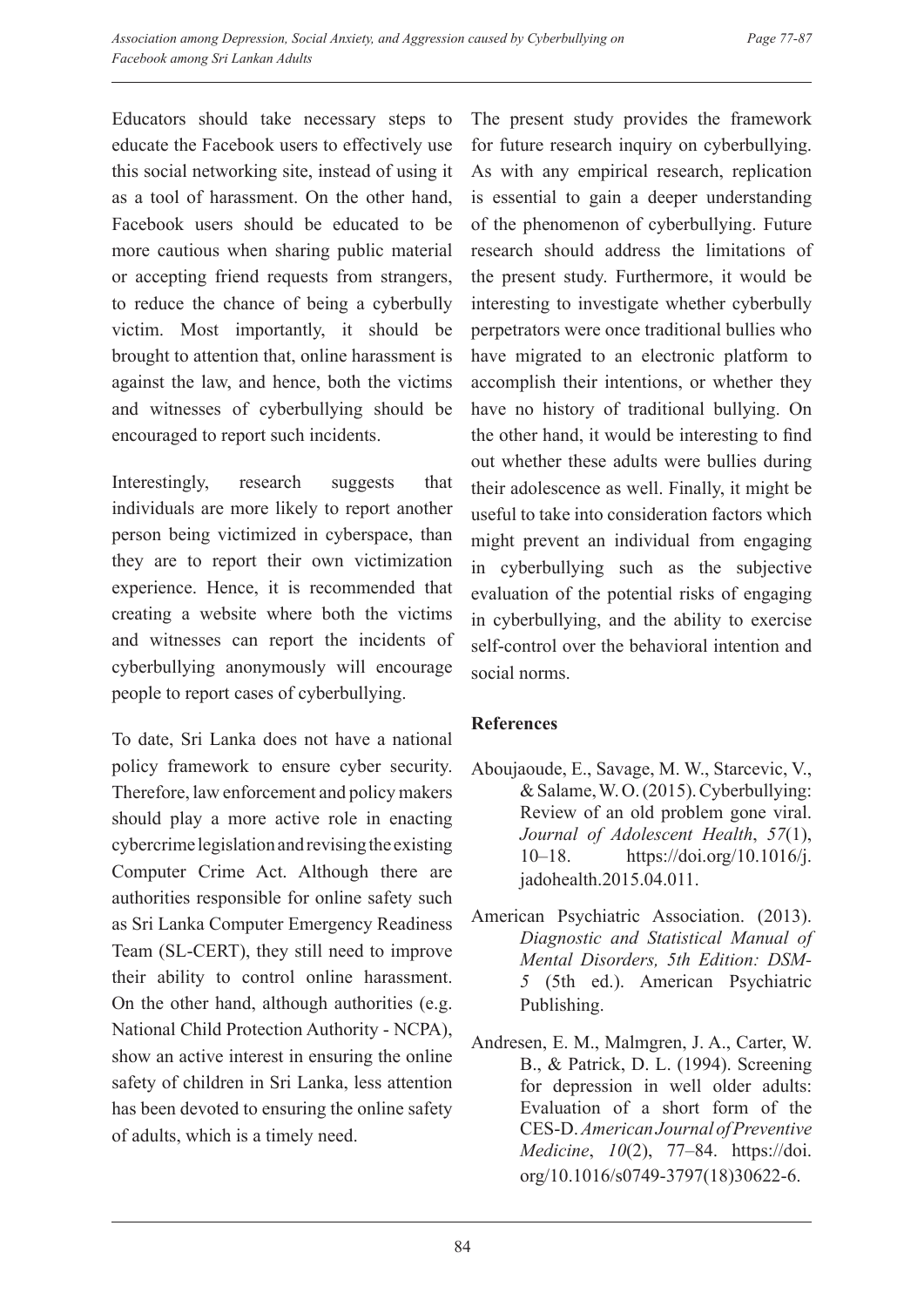Educators should take necessary steps to educate the Facebook users to effectively use this social networking site, instead of using it as a tool of harassment. On the other hand, Facebook users should be educated to be more cautious when sharing public material or accepting friend requests from strangers, to reduce the chance of being a cyberbully victim. Most importantly, it should be brought to attention that, online harassment is against the law, and hence, both the victims and witnesses of cyberbullying should be encouraged to report such incidents.

Interestingly, research suggests that individuals are more likely to report another person being victimized in cyberspace, than they are to report their own victimization experience. Hence, it is recommended that creating a website where both the victims and witnesses can report the incidents of cyberbullying anonymously will encourage people to report cases of cyberbullying.

To date, Sri Lanka does not have a national policy framework to ensure cyber security. Therefore, law enforcement and policy makers should play a more active role in enacting cybercrime legislation and revising the existing Computer Crime Act. Although there are authorities responsible for online safety such as Sri Lanka Computer Emergency Readiness Team (SL-CERT), they still need to improve their ability to control online harassment. On the other hand, although authorities (e.g. National Child Protection Authority - NCPA), show an active interest in ensuring the online safety of children in Sri Lanka, less attention has been devoted to ensuring the online safety of adults, which is a timely need.

The present study provides the framework for future research inquiry on cyberbullying. As with any empirical research, replication is essential to gain a deeper understanding of the phenomenon of cyberbullying. Future research should address the limitations of the present study. Furthermore, it would be interesting to investigate whether cyberbully perpetrators were once traditional bullies who have migrated to an electronic platform to accomplish their intentions, or whether they have no history of traditional bullying. On the other hand, it would be interesting to find out whether these adults were bullies during their adolescence as well. Finally, it might be useful to take into consideration factors which might prevent an individual from engaging in cyberbullying such as the subjective evaluation of the potential risks of engaging in cyberbullying, and the ability to exercise self-control over the behavioral intention and social norms.

**References**

Aboujaoude, E., Savage, M. W., Starcevic, V., & Salame, W. O. (2015). Cyberbullying: Review of an old problem gone viral. *Journal of Adolescent Health*, *57*(1), 10–18. https://doi.org/10.1016/j.jadohealth.2015.04.011.

American Psychiatric Association. (2013). *Diagnostic and Statistical Manual of Mental Disorders, 5th Edition: DSM-5* (5th ed.). American Psychiatric Publishing.

Andresen, E. M., Malmgren, J. A., Carter, W. B., & Patrick, D. L. (1994). Screening for depression in well older adults: Evaluation of a short form of the CES-D. *American Journal of Preventive Medicine*, *10*(2), 77–84. https://doi.org/10.1016/s0749-3797(18)30622-6.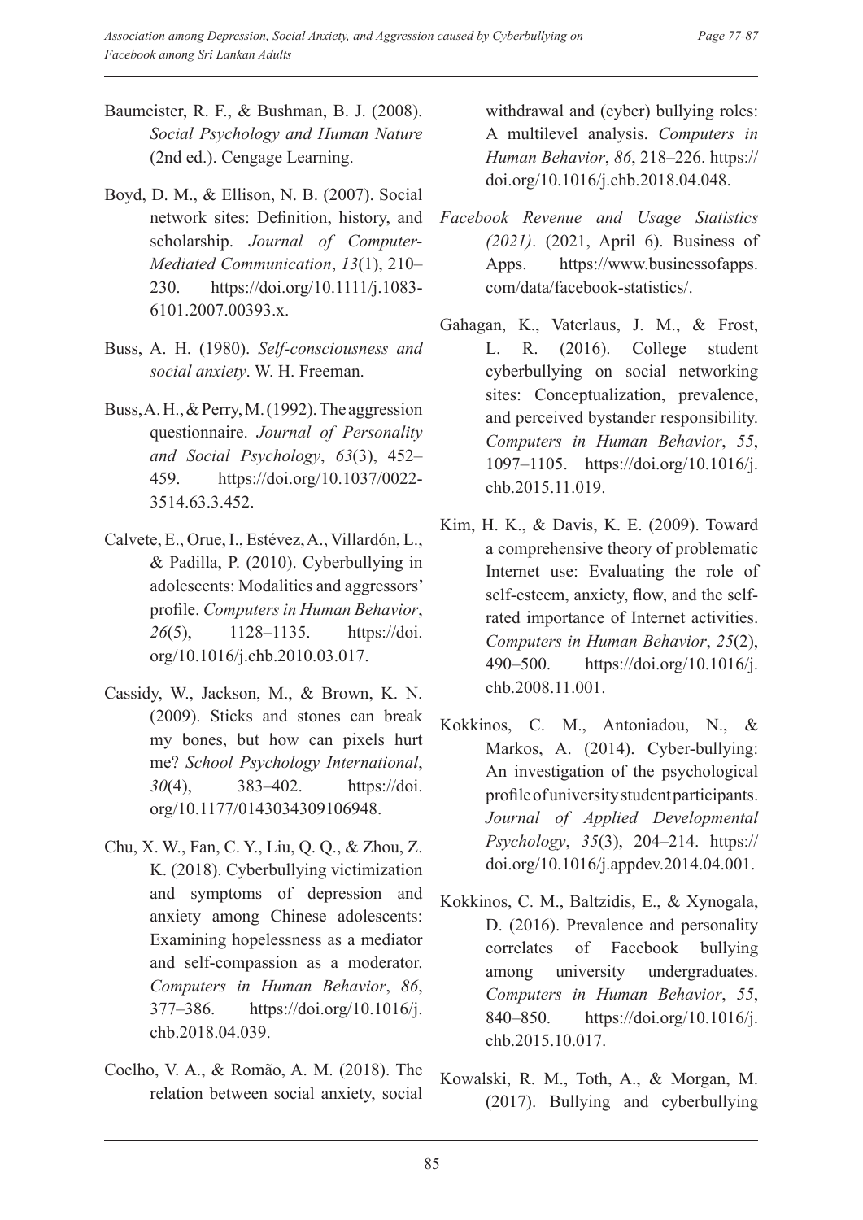Baumeister, R. F., & Bushman, B. J. (2008). *Social Psychology and Human Nature* (2nd ed.). Cengage Learning.

Boyd, D. M., & Ellison, N. B. (2007). Social network sites: Definition, history, and scholarship. *Journal of Computer-Mediated Communication*, *13*(1), 210–230. https://doi.org/10.1111/j.1083-6101.2007.00393.x.

Buss, A. H. (1980). *Self-consciousness and social anxiety*. W. H. Freeman.

Buss, A. H., & Perry, M. (1992). The aggression questionnaire. *Journal of Personality and Social Psychology*, *63*(3), 452–459. https://doi.org/10.1037/0022-3514.63.3.452.

Calvete, E., Orue, I., Estévez, A., Villardón, L., & Padilla, P. (2010). Cyberbullying in adolescents: Modalities and aggressors' profile. *Computers in Human Behavior*, *26*(5), 1128–1135. https://doi.org/10.1016/j.chb.2010.03.017.

Cassidy, W., Jackson, M., & Brown, K. N. (2009). Sticks and stones can break my bones, but how can pixels hurt me? *School Psychology International*, *30*(4), 383–402. https://doi.org/10.1177/0143034309106948.

Chu, X. W., Fan, C. Y., Liu, Q. Q., & Zhou, Z. K. (2018). Cyberbullying victimization and symptoms of depression and anxiety among Chinese adolescents: Examining hopelessness as a mediator and self-compassion as a moderator. *Computers in Human Behavior*, *86*, 377–386. https://doi.org/10.1016/j.chb.2018.04.039.

Coelho, V. A., & Romão, A. M. (2018). The relation between social anxiety, social withdrawal and (cyber) bullying roles: A multilevel analysis. *Computers in Human Behavior*, *86*, 218–226. https://doi.org/10.1016/j.chb.2018.04.048.

*Facebook Revenue and Usage Statistics (2021)*. (2021, April 6). Business of Apps. https://www.businessofapps.com/data/facebook-statistics/.

Gahagan, K., Vaterlaus, J. M., & Frost, L. R. (2016). College student cyberbullying on social networking sites: Conceptualization, prevalence, and perceived bystander responsibility. *Computers in Human Behavior*, *55*, 1097–1105. https://doi.org/10.1016/j.chb.2015.11.019.

Kim, H. K., & Davis, K. E. (2009). Toward a comprehensive theory of problematic Internet use: Evaluating the role of self-esteem, anxiety, flow, and the self-rated importance of Internet activities. *Computers in Human Behavior*, *25*(2), 490–500. https://doi.org/10.1016/j.chb.2008.11.001.

Kokkinos, C. M., Antoniadou, N., & Markos, A. (2014). Cyber-bullying: An investigation of the psychological profile of university student participants. *Journal of Applied Developmental Psychology*, *35*(3), 204–214. https://doi.org/10.1016/j.appdev.2014.04.001.

Kokkinos, C. M., Baltzidis, E., & Xynogala, D. (2016). Prevalence and personality correlates of Facebook bullying among university undergraduates. *Computers in Human Behavior*, *55*, 840–850. https://doi.org/10.1016/j.chb.2015.10.017.

Kowalski, R. M., Toth, A., & Morgan, M. (2017). Bullying and cyberbullying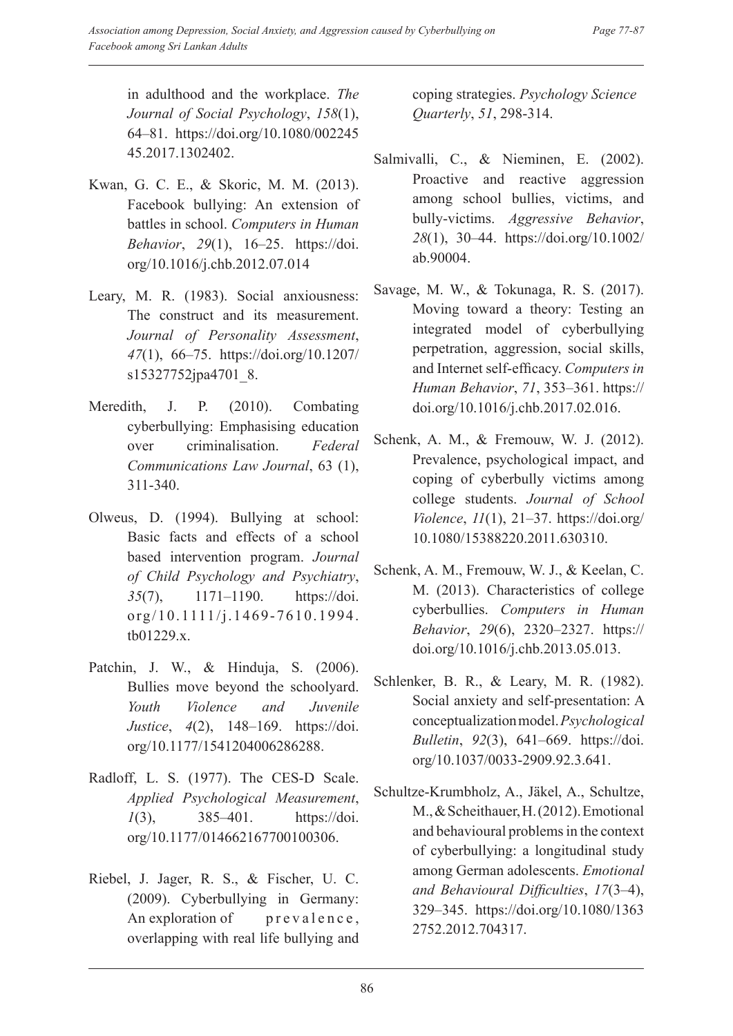in adulthood and the workplace. *The Journal of Social Psychology*, *158*(1), 64–81. https://doi.org/10.1080/00224545.2017.1302402.

Kwan, G. C. E., & Skoric, M. M. (2013). Facebook bullying: An extension of battles in school. *Computers in Human Behavior*, *29*(1), 16–25. https://doi.org/10.1016/j.chb.2012.07.014

Leary, M. R. (1983). Social anxiousness: The construct and its measurement. *Journal of Personality Assessment*, *47*(1), 66–75. https://doi.org/10.1207/s15327752jpa4701_8.

Meredith, J. P. (2010). Combating cyberbullying: Emphasising education over criminalisation. *Federal Communications Law Journal*, 63 (1), 311-340.

Olweus, D. (1994). Bullying at school: Basic facts and effects of a school based intervention program. *Journal of Child Psychology and Psychiatry*, *35*(7), 1171–1190. https://doi.org/10.1111/j.1469-7610.1994.tb01229.x.

Patchin, J. W., & Hinduja, S. (2006). Bullies move beyond the schoolyard. *Youth Violence and Juvenile Justice*, *4*(2), 148–169. https://doi.org/10.1177/1541204006286288.

Radloff, L. S. (1977). The CES-D Scale. *Applied Psychological Measurement*, *1*(3), 385–401. https://doi.org/10.1177/014662167700100306.

Riebel, J. Jager, R. S., & Fischer, U. C. (2009). Cyberbullying in Germany: An exploration of prevalence, overlapping with real life bullying and coping strategies. *Psychology Science Quarterly*, *51*, 298-314.

Salmivalli, C., & Nieminen, E. (2002). Proactive and reactive aggression among school bullies, victims, and bully-victims. *Aggressive Behavior*, *28*(1), 30–44. https://doi.org/10.1002/ab.90004.

Savage, M. W., & Tokunaga, R. S. (2017). Moving toward a theory: Testing an integrated model of cyberbullying perpetration, aggression, social skills, and Internet self-efficacy. *Computers in Human Behavior*, *71*, 353–361. https://doi.org/10.1016/j.chb.2017.02.016.

Schenk, A. M., & Fremouw, W. J. (2012). Prevalence, psychological impact, and coping of cyberbully victims among college students. *Journal of School Violence*, *11*(1), 21–37. https://doi.org/10.1080/15388220.2011.630310.

Schenk, A. M., Fremouw, W. J., & Keelan, C. M. (2013). Characteristics of college cyberbullies. *Computers in Human Behavior*, *29*(6), 2320–2327. https://doi.org/10.1016/j.chb.2013.05.013.

Schlenker, B. R., & Leary, M. R. (1982). Social anxiety and self-presentation: A conceptualization model. *Psychological Bulletin*, *92*(3), 641–669. https://doi.org/10.1037/0033-2909.92.3.641.

Schultze-Krumbholz, A., Jäkel, A., Schultze, M., & Scheithauer, H. (2012). Emotional and behavioural problems in the context of cyberbullying: a longitudinal study among German adolescents. *Emotional and Behavioural Difficulties*, *17*(3–4), 329–345. https://doi.org/10.1080/13632752.2012.704317.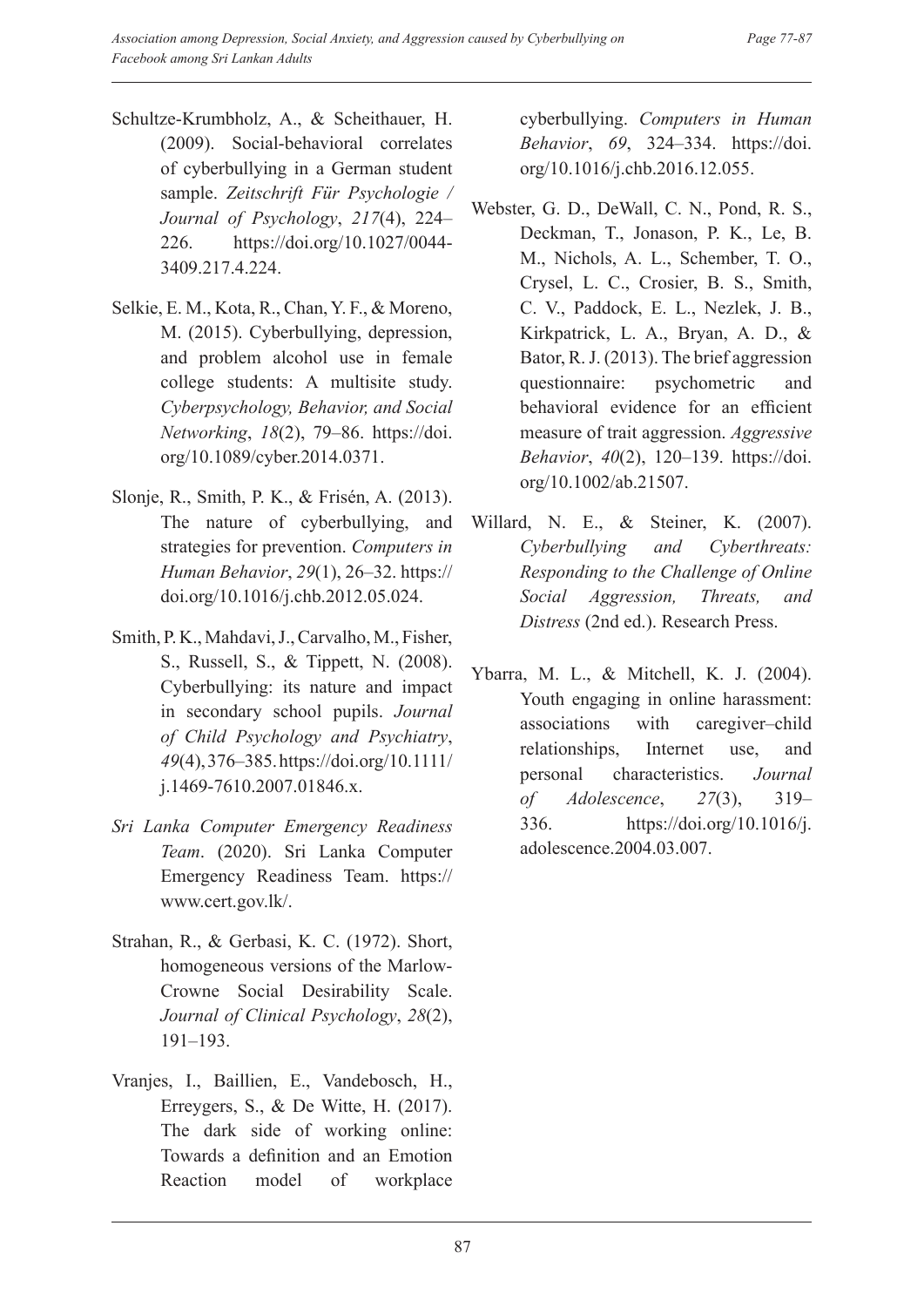Schultze-Krumbholz, A., & Scheithauer, H. (2009). Social-behavioral correlates of cyberbullying in a German student sample. *Zeitschrift Für Psychologie / Journal of Psychology*, *217*(4), 224–226. https://doi.org/10.1027/0044-3409.217.4.224.

Selkie, E. M., Kota, R., Chan, Y. F., & Moreno, M. (2015). Cyberbullying, depression, and problem alcohol use in female college students: A multisite study. *Cyberpsychology, Behavior, and Social Networking*, *18*(2), 79–86. https://doi.org/10.1089/cyber.2014.0371.

Slonje, R., Smith, P. K., & Frisén, A. (2013). The nature of cyberbullying, and strategies for prevention. *Computers in Human Behavior*, *29*(1), 26–32. https://doi.org/10.1016/j.chb.2012.05.024.

Smith, P. K., Mahdavi, J., Carvalho, M., Fisher, S., Russell, S., & Tippett, N. (2008). Cyberbullying: its nature and impact in secondary school pupils. *Journal of Child Psychology and Psychiatry*, *49*(4), 376–385. https://doi.org/10.1111/j.1469-7610.2007.01846.x.

*Sri Lanka Computer Emergency Readiness Team*. (2020). Sri Lanka Computer Emergency Readiness Team. https://www.cert.gov.lk/.

Strahan, R., & Gerbasi, K. C. (1972). Short, homogeneous versions of the Marlow-Crowne Social Desirability Scale. *Journal of Clinical Psychology*, *28*(2), 191–193.

Vranjes, I., Baillien, E., Vandebosch, H., Erreygers, S., & De Witte, H. (2017). The dark side of working online: Towards a definition and an Emotion Reaction model of workplace cyberbullying. *Computers in Human Behavior*, *69*, 324–334. https://doi.org/10.1016/j.chb.2016.12.055.

Webster, G. D., DeWall, C. N., Pond, R. S., Deckman, T., Jonason, P. K., Le, B. M., Nichols, A. L., Schember, T. O., Crysel, L. C., Crosier, B. S., Smith, C. V., Paddock, E. L., Nezlek, J. B., Kirkpatrick, L. A., Bryan, A. D., & Bator, R. J. (2013). The brief aggression questionnaire: psychometric and behavioral evidence for an efficient measure of trait aggression. *Aggressive Behavior*, *40*(2), 120–139. https://doi.org/10.1002/ab.21507.

Willard, N. E., & Steiner, K. (2007). *Cyberbullying and Cyberthreats: Responding to the Challenge of Online Social Aggression, Threats, and Distress* (2nd ed.). Research Press.

Ybarra, M. L., & Mitchell, K. J. (2004). Youth engaging in online harassment: associations with caregiver–child relationships, Internet use, and personal characteristics. *Journal of Adolescence*, *27*(3), 319–336. https://doi.org/10.1016/j.adolescence.2004.03.007.